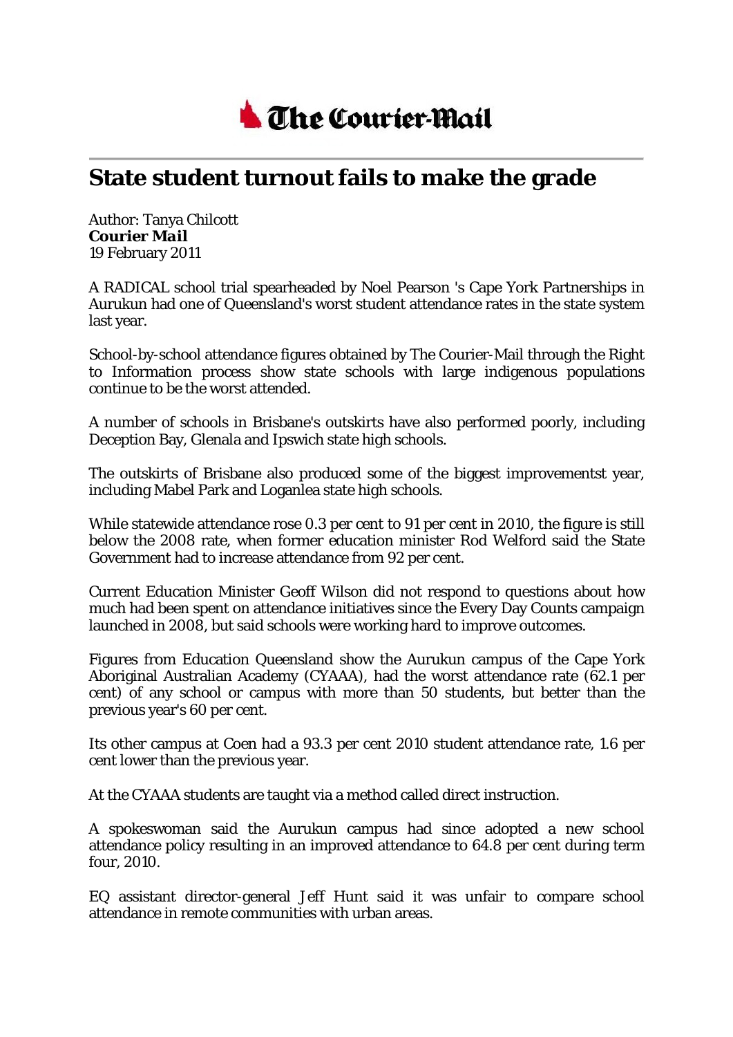**The Courier-Mail**

# State student turnout fails to make the grade

Author: Tanya Chilcott
***Courier Mail***
19 February 2011

A RADICAL school trial spearheaded by Noel Pearson 's Cape York Partnerships in Aurukun had one of Queensland's worst student attendance rates in the state system last year.

School-by-school attendance figures obtained by The Courier-Mail through the Right to Information process show state schools with large indigenous populations continue to be the worst attended.

A number of schools in Brisbane's outskirts have also performed poorly, including Deception Bay, Glenala and Ipswich state high schools.

The outskirts of Brisbane also produced some of the biggest improvementst year, including Mabel Park and Loganlea state high schools.

While statewide attendance rose 0.3 per cent to 91 per cent in 2010, the figure is still below the 2008 rate, when former education minister Rod Welford said the State Government had to increase attendance from 92 per cent.

Current Education Minister Geoff Wilson did not respond to questions about how much had been spent on attendance initiatives since the Every Day Counts campaign launched in 2008, but said schools were working hard to improve outcomes.

Figures from Education Queensland show the Aurukun campus of the Cape York Aboriginal Australian Academy (CYAAA), had the worst attendance rate (62.1 per cent) of any school or campus with more than 50 students, but better than the previous year's 60 per cent.

Its other campus at Coen had a 93.3 per cent 2010 student attendance rate, 1.6 per cent lower than the previous year.

At the CYAAA students are taught via a method called direct instruction.

A spokeswoman said the Aurukun campus had since adopted a new school attendance policy resulting in an improved attendance to 64.8 per cent during term four, 2010.

EQ assistant director-general Jeff Hunt said it was unfair to compare school attendance in remote communities with urban areas.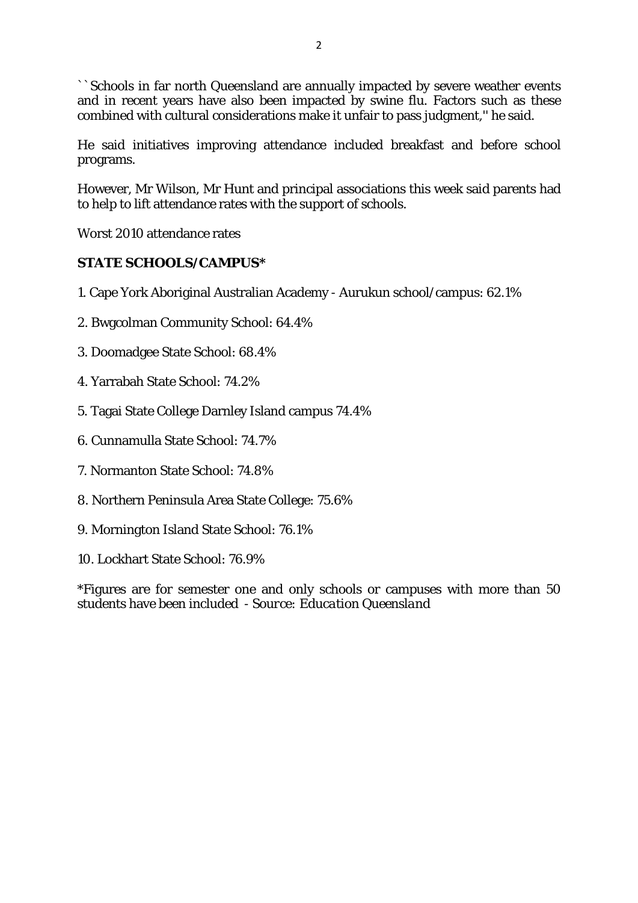``Schools in far north Queensland are annually impacted by severe weather events and in recent years have also been impacted by swine flu. Factors such as these combined with cultural considerations make it unfair to pass judgment,'' he said.

He said initiatives improving attendance included breakfast and before school programs.

However, Mr Wilson, Mr Hunt and principal associations this week said parents had to help to lift attendance rates with the support of schools.

Worst 2010 attendance rates

**STATE SCHOOLS/CAMPUS***

1. Cape York Aboriginal Australian Academy - Aurukun school/campus: 62.1%

2. Bwgcolman Community School: 64.4%

3. Doomadgee State School: 68.4%

4. Yarrabah State School: 74.2%

5. Tagai State College Darnley Island campus 74.4%

6. Cunnamulla State School: 74.7%

7. Normanton State School: 74.8%

8. Northern Peninsula Area State College: 75.6%

9. Mornington Island State School: 76.1%

10. Lockhart State School: 76.9%

*Figures are for semester one and only schools or campuses with more than 50 students have been included - *Source: Education Queensland*